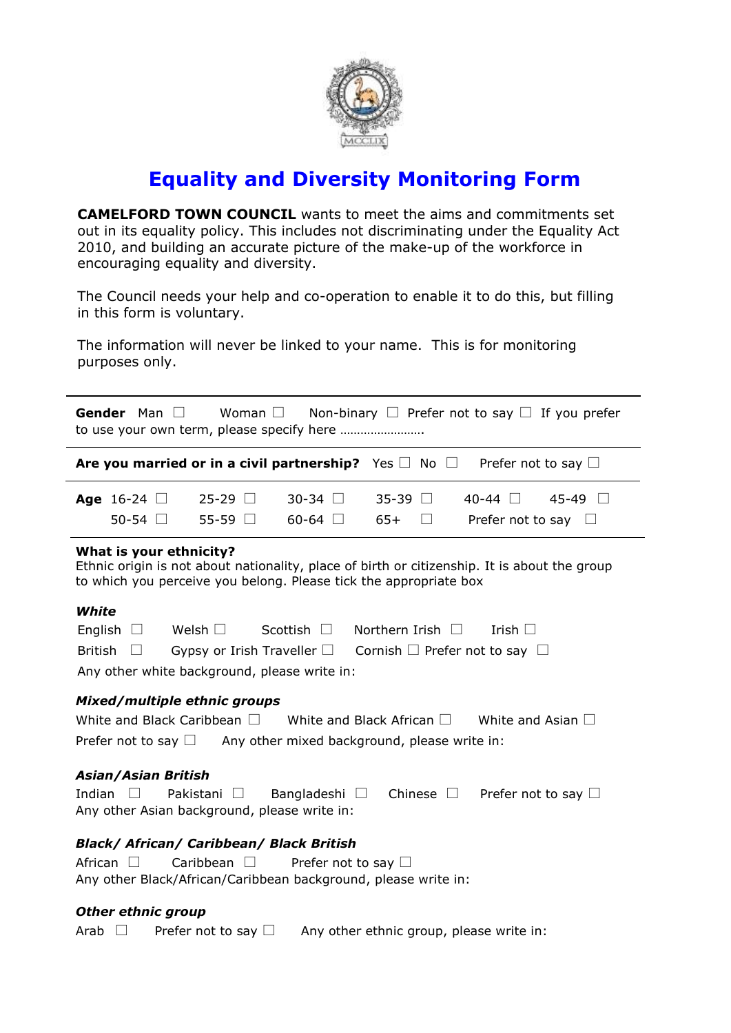# Equality and Diversity Monitoring Form

**CAMELFORD TOWN COUNCIL** wants to meet the aims and commitments set out in its equality policy. This includes not discriminating under the Equality Act 2010, and building an accurate picture of the make-up of the workforce in encouraging equality and diversity.

The Council needs your help and co-operation to enable it to do this, but filling in this form is voluntary.

The information will never be linked to your name. This is for monitoring purposes only.

---

**Gender** Man ☐ Woman ☐ Non-binary ☐ Prefer not to say ☐ If you prefer to use your own term, please specify here …………………….

---

**Are you married or in a civil partnership?** Yes ☐ No ☐ Prefer not to say ☐

---

**Age** 16-24 ☐ 25-29 ☐ 30-34 ☐ 35-39 ☐ 40-44 ☐ 45-49 ☐
50-54 ☐ 55-59 ☐ 60-64 ☐ 65+ ☐ Prefer not to say ☐

---

**What is your ethnicity?**
Ethnic origin is not about nationality, place of birth or citizenship. It is about the group to which you perceive you belong. Please tick the appropriate box

***White***

English ☐ Welsh ☐ Scottish ☐ Northern Irish ☐ Irish ☐
British ☐ Gypsy or Irish Traveller ☐ Cornish ☐ Prefer not to say ☐
Any other white background, please write in:

***Mixed/multiple ethnic groups***

White and Black Caribbean ☐ White and Black African ☐ White and Asian ☐
Prefer not to say ☐ Any other mixed background, please write in:

***Asian/Asian British***

Indian ☐ Pakistani ☐ Bangladeshi ☐ Chinese ☐ Prefer not to say ☐
Any other Asian background, please write in:

***Black/ African/ Caribbean/ Black British***

African ☐ Caribbean ☐ Prefer not to say ☐
Any other Black/African/Caribbean background, please write in:

***Other ethnic group***

Arab ☐ Prefer not to say ☐ Any other ethnic group, please write in: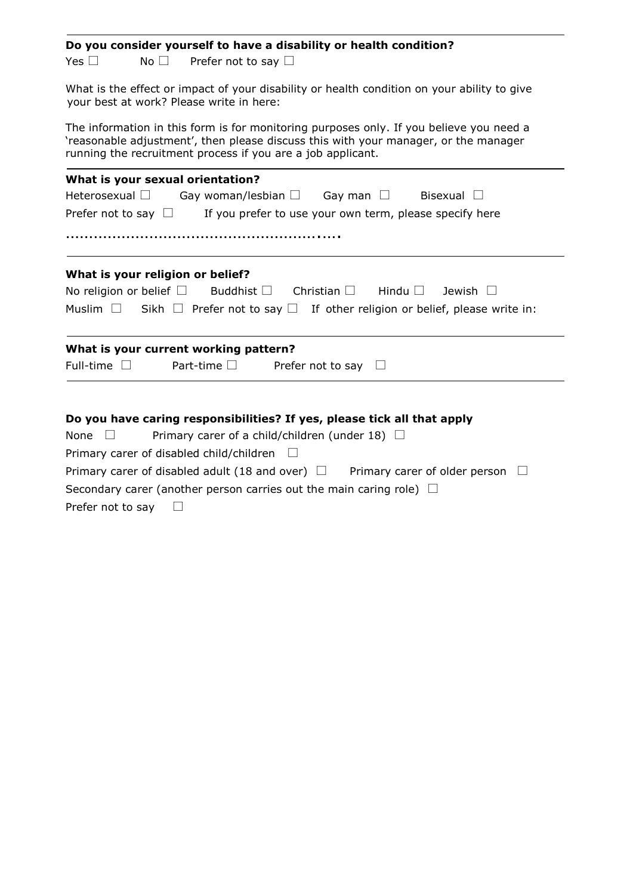**Do you consider yourself to have a disability or health condition?**

Yes ☐ No ☐ Prefer not to say ☐

What is the effect or impact of your disability or health condition on your ability to give your best at work? Please write in here:

The information in this form is for monitoring purposes only. If you believe you need a 'reasonable adjustment', then please discuss this with your manager, or the manager running the recruitment process if you are a job applicant.

---

**What is your sexual orientation?**

Heterosexual ☐ Gay woman/lesbian ☐ Gay man ☐ Bisexual ☐

Prefer not to say ☐ If you prefer to use your own term, please specify here

…………………………………………………….

---

**What is your religion or belief?**

No religion or belief ☐ Buddhist ☐ Christian ☐ Hindu ☐ Jewish ☐

Muslim ☐ Sikh ☐ Prefer not to say ☐ If other religion or belief, please write in:

---

**What is your current working pattern?**

Full-time ☐ Part-time ☐ Prefer not to say ☐

---

**Do you have caring responsibilities? If yes, please tick all that apply**

None ☐ Primary carer of a child/children (under 18) ☐

Primary carer of disabled child/children ☐

Primary carer of disabled adult (18 and over) ☐ Primary carer of older person ☐

Secondary carer (another person carries out the main caring role) ☐

Prefer not to say ☐